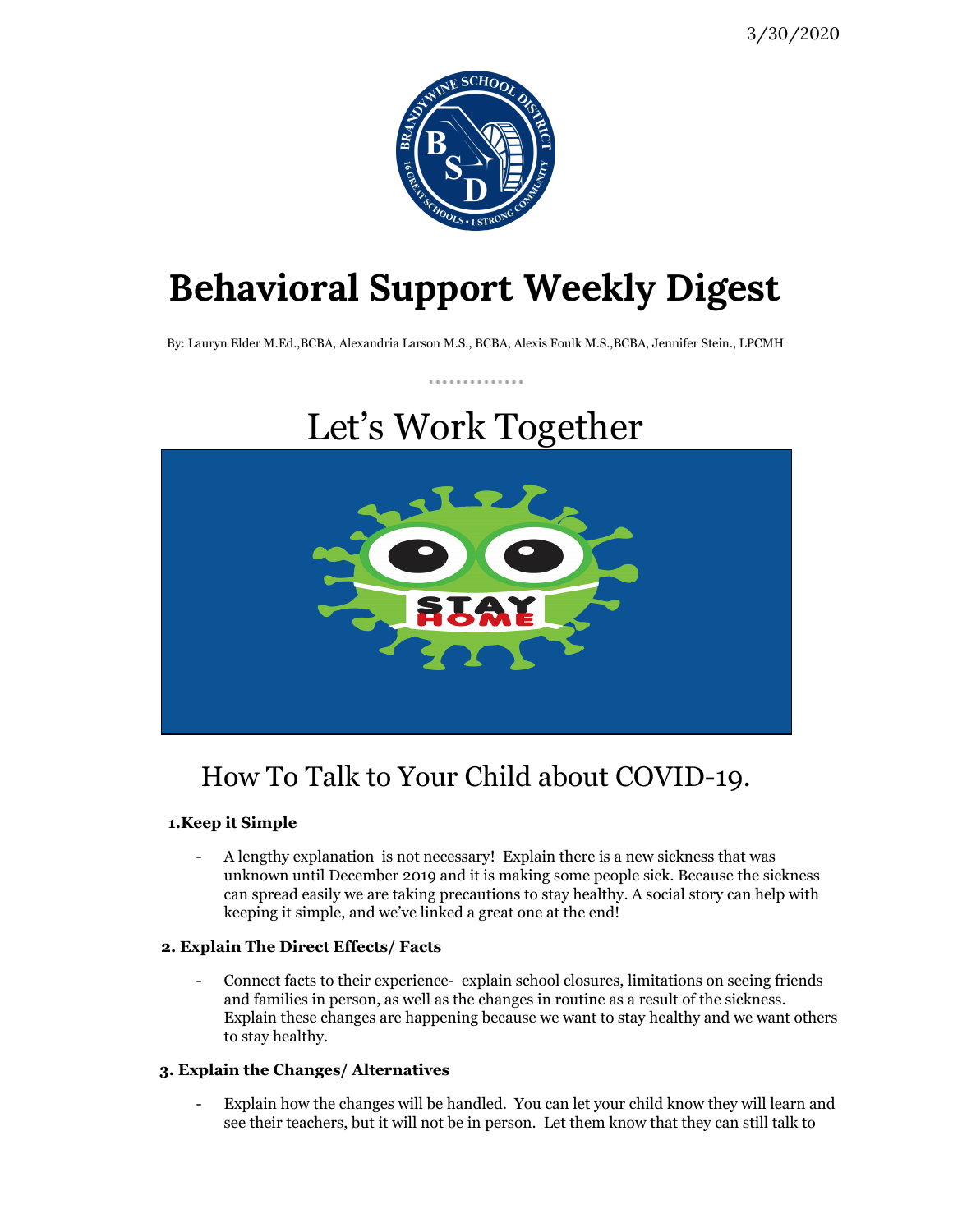3/30/2020

# Behavioral Support Weekly Digest

By: Lauryn Elder M.Ed.,BCBA, Alexandria Larson M.S., BCBA, Alexis Foulk M.S.,BCBA, Jennifer Stein., LPCMH

## Let's Work Together

## How To Talk to Your Child about COVID-19.

**1.Keep it Simple**

- A lengthy explanation is not necessary! Explain there is a new sickness that was unknown until December 2019 and it is making some people sick. Because the sickness can spread easily we are taking precautions to stay healthy. A social story can help with keeping it simple, and we've linked a great one at the end!

**2. Explain The Direct Effects/ Facts**

- Connect facts to their experience- explain school closures, limitations on seeing friends and families in person, as well as the changes in routine as a result of the sickness. Explain these changes are happening because we want to stay healthy and we want others to stay healthy.

**3. Explain the Changes/ Alternatives**

- Explain how the changes will be handled. You can let your child know they will learn and see their teachers, but it will not be in person. Let them know that they can still talk to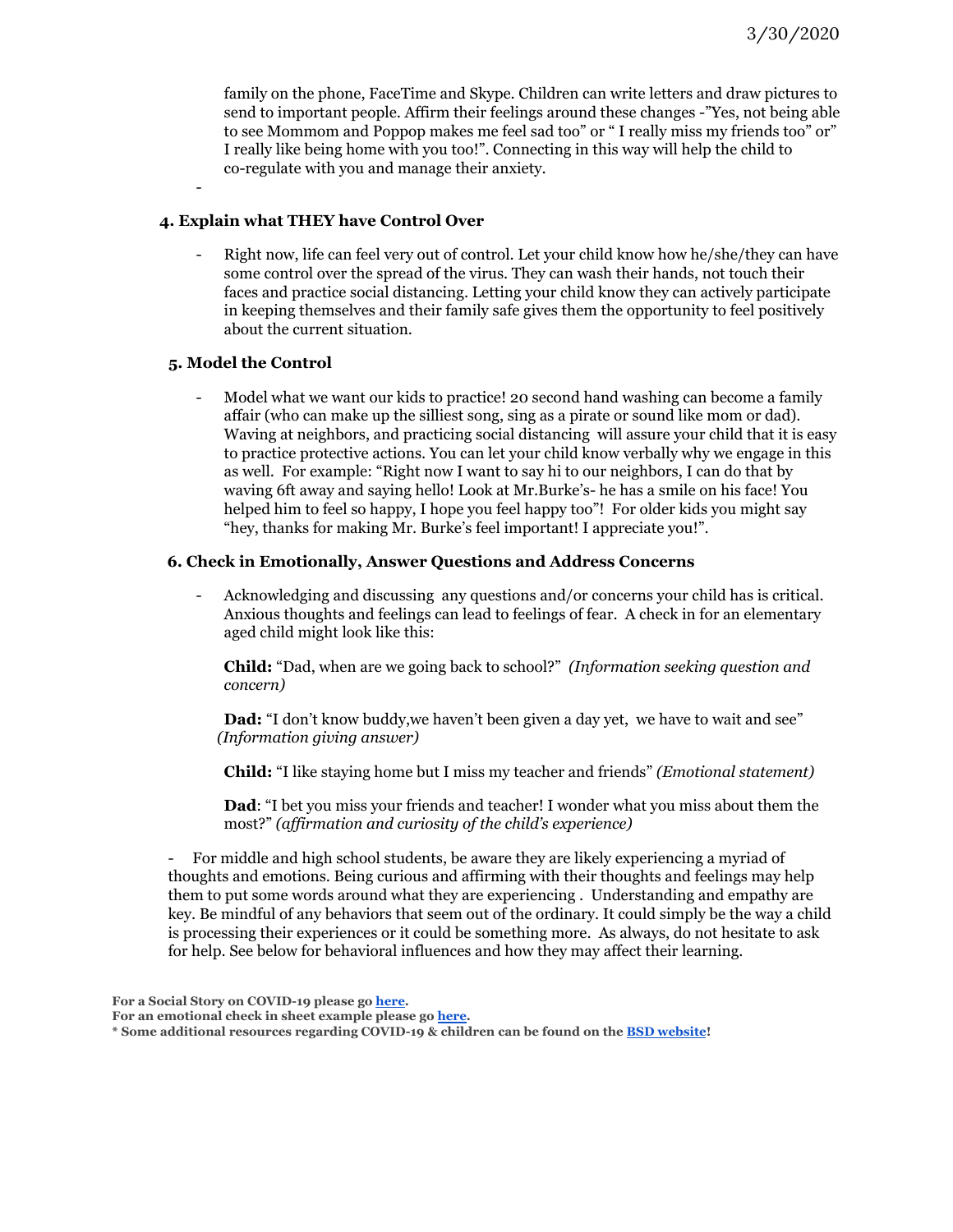family on the phone, FaceTime and Skype. Children can write letters and draw pictures to send to important people. Affirm their feelings around these changes -"Yes, not being able to see Mommom and Poppop makes me feel sad too" or " I really miss my friends too" or" I really like being home with you too!". Connecting in this way will help the child to co-regulate with you and manage their anxiety.

-

### 4. Explain what THEY have Control Over

- Right now, life can feel very out of control. Let your child know how he/she/they can have some control over the spread of the virus. They can wash their hands, not touch their faces and practice social distancing. Letting your child know they can actively participate in keeping themselves and their family safe gives them the opportunity to feel positively about the current situation.

### 5. Model the Control

- Model what we want our kids to practice! 20 second hand washing can become a family affair (who can make up the silliest song, sing as a pirate or sound like mom or dad). Waving at neighbors, and practicing social distancing will assure your child that it is easy to practice protective actions. You can let your child know verbally why we engage in this as well. For example: "Right now I want to say hi to our neighbors, I can do that by waving 6ft away and saying hello! Look at Mr.Burke's- he has a smile on his face! You helped him to feel so happy, I hope you feel happy too"! For older kids you might say "hey, thanks for making Mr. Burke's feel important! I appreciate you!".

### 6. Check in Emotionally, Answer Questions and Address Concerns

- Acknowledging and discussing any questions and/or concerns your child has is critical. Anxious thoughts and feelings can lead to feelings of fear. A check in for an elementary aged child might look like this:

  **Child:** "Dad, when are we going back to school?" *(Information seeking question and concern)*

  **Dad:** "I don't know buddy,we haven't been given a day yet, we have to wait and see" *(Information giving answer)*

  **Child:** "I like staying home but I miss my teacher and friends" *(Emotional statement)*

  **Dad**: "I bet you miss your friends and teacher! I wonder what you miss about them the most?" *(affirmation and curiosity of the child's experience)*

- For middle and high school students, be aware they are likely experiencing a myriad of thoughts and emotions. Being curious and affirming with their thoughts and feelings may help them to put some words around what they are experiencing . Understanding and empathy are key. Be mindful of any behaviors that seem out of the ordinary. It could simply be the way a child is processing their experiences or it could be something more. As always, do not hesitate to ask for help. See below for behavioral influences and how they may affect their learning.

**For a Social Story on COVID-19 please go here.**
**For an emotional check in sheet example please go here.**
**\* Some additional resources regarding COVID-19 & children can be found on the BSD website!**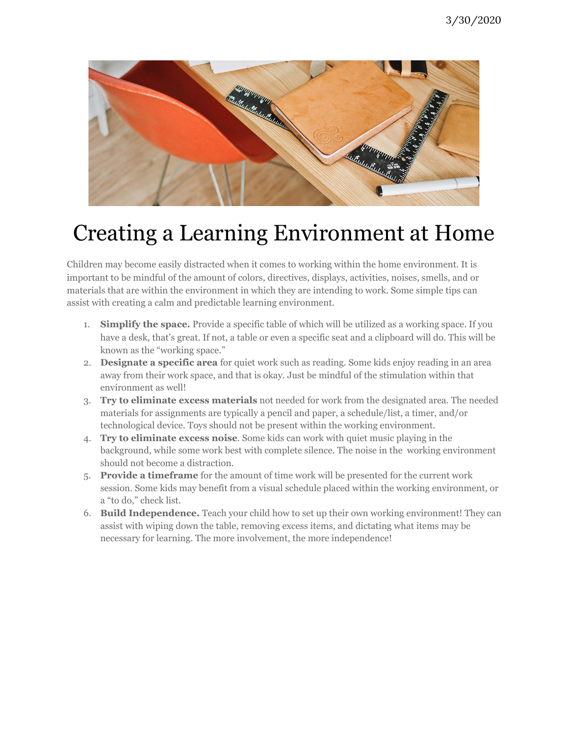# Creating a Learning Environment at Home

Children may become easily distracted when it comes to working within the home environment. It is important to be mindful of the amount of colors, directives, displays, activities, noises, smells, and or materials that are within the environment in which they are intending to work. Some simple tips can assist with creating a calm and predictable learning environment.

1. **Simplify the space.** Provide a specific table of which will be utilized as a working space. If you have a desk, that's great. If not, a table or even a specific seat and a clipboard will do. This will be known as the "working space."
2. **Designate a specific area** for quiet work such as reading. Some kids enjoy reading in an area away from their work space, and that is okay. Just be mindful of the stimulation within that environment as well!
3. **Try to eliminate excess materials** not needed for work from the designated area. The needed materials for assignments are typically a pencil and paper, a schedule/list, a timer, and/or technological device. Toys should not be present within the working environment.
4. **Try to eliminate excess noise**. Some kids can work with quiet music playing in the background, while some work best with complete silence. The noise in the working environment should not become a distraction.
5. **Provide a timeframe** for the amount of time work will be presented for the current work session. Some kids may benefit from a visual schedule placed within the working environment, or a "to do," check list.
6. **Build Independence.** Teach your child how to set up their own working environment! They can assist with wiping down the table, removing excess items, and dictating what items may be necessary for learning. The more involvement, the more independence!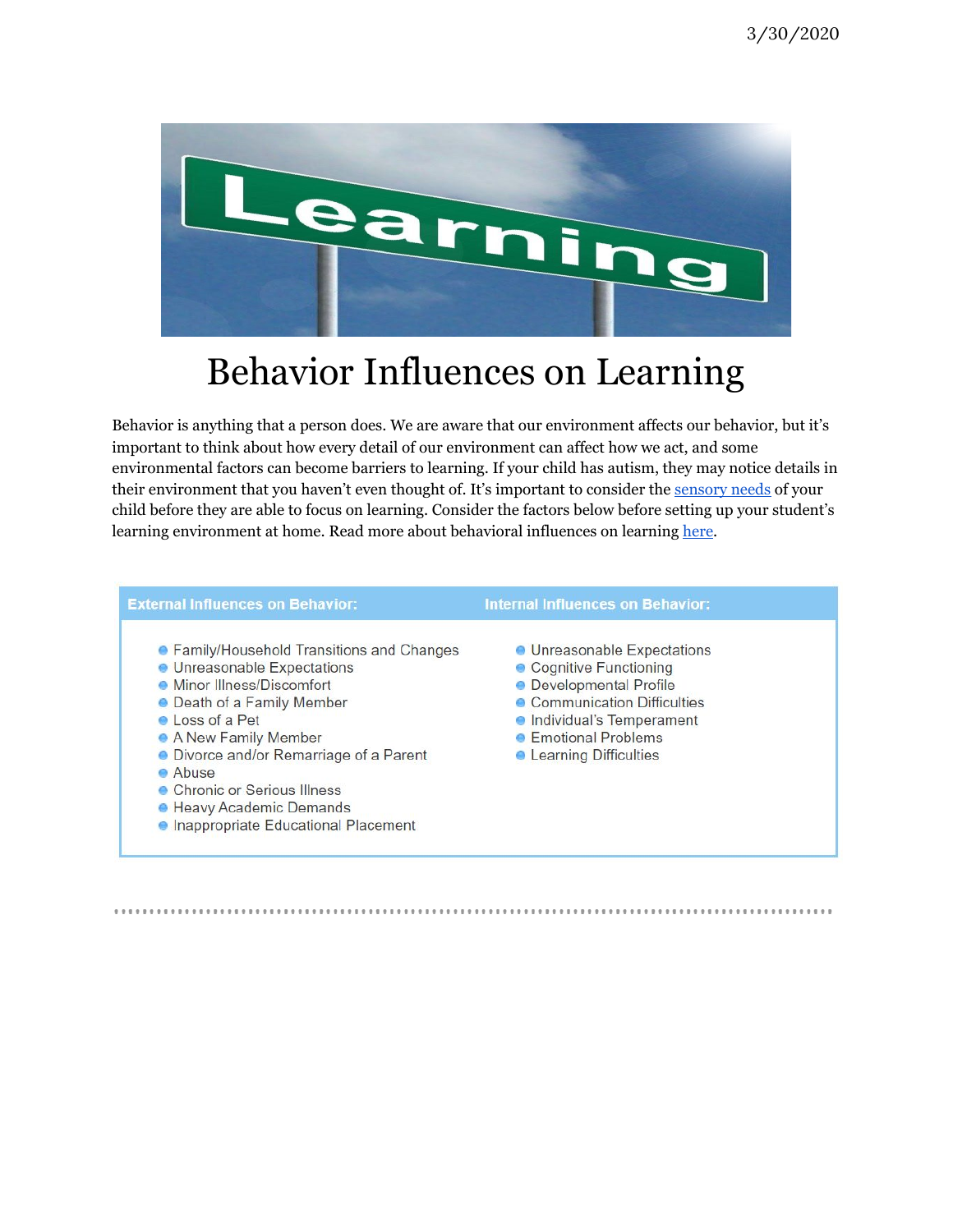# Behavior Influences on Learning

Behavior is anything that a person does. We are aware that our environment affects our behavior, but it's important to think about how every detail of our environment can affect how we act, and some environmental factors can become barriers to learning. If your child has autism, they may notice details in their environment that you haven't even thought of. It's important to consider the sensory needs of your child before they are able to focus on learning. Consider the factors below before setting up your student's learning environment at home. Read more about behavioral influences on learning here.

| External Influences on Behavior: | Internal Influences on Behavior: |
| --- | --- |
| - Family/Household Transitions and Changes<br>- Unreasonable Expectations<br>- Minor Illness/Discomfort<br>- Death of a Family Member<br>- Loss of a Pet<br>- A New Family Member<br>- Divorce and/or Remarriage of a Parent<br>- Abuse<br>- Chronic or Serious Illness<br>- Heavy Academic Demands<br>- Inappropriate Educational Placement | - Unreasonable Expectations<br>- Cognitive Functioning<br>- Developmental Profile<br>- Communication Difficulties<br>- Individual's Temperament<br>- Emotional Problems<br>- Learning Difficulties |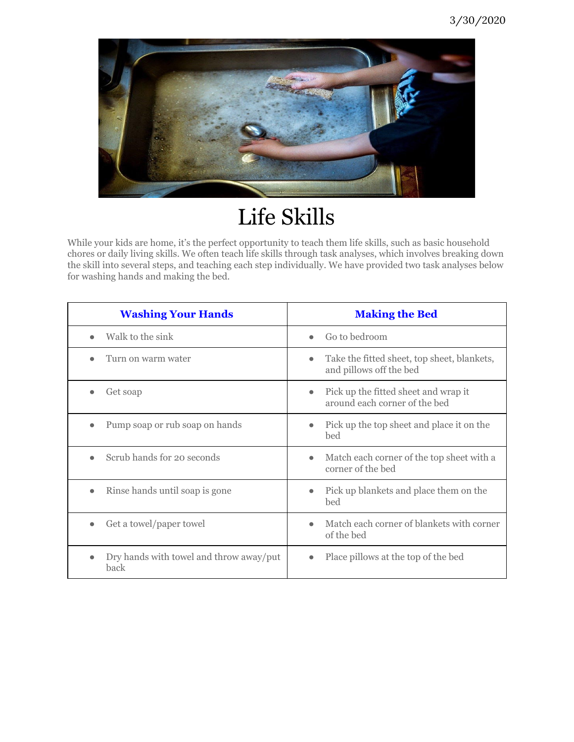# Life Skills

While your kids are home, it's the perfect opportunity to teach them life skills, such as basic household chores or daily living skills. We often teach life skills through task analyses, which involves breaking down the skill into several steps, and teaching each step individually. We have provided two task analyses below for washing hands and making the bed.

| **Washing Your Hands** | **Making the Bed** |
|---|---|
| • Walk to the sink | • Go to bedroom |
| • Turn on warm water | • Take the fitted sheet, top sheet, blankets, and pillows off the bed |
| • Get soap | • Pick up the fitted sheet and wrap it around each corner of the bed |
| • Pump soap or rub soap on hands | • Pick up the top sheet and place it on the bed |
| • Scrub hands for 20 seconds | • Match each corner of the top sheet with a corner of the bed |
| • Rinse hands until soap is gone | • Pick up blankets and place them on the bed |
| • Get a towel/paper towel | • Match each corner of blankets with corner of the bed |
| • Dry hands with towel and throw away/put back | • Place pillows at the top of the bed |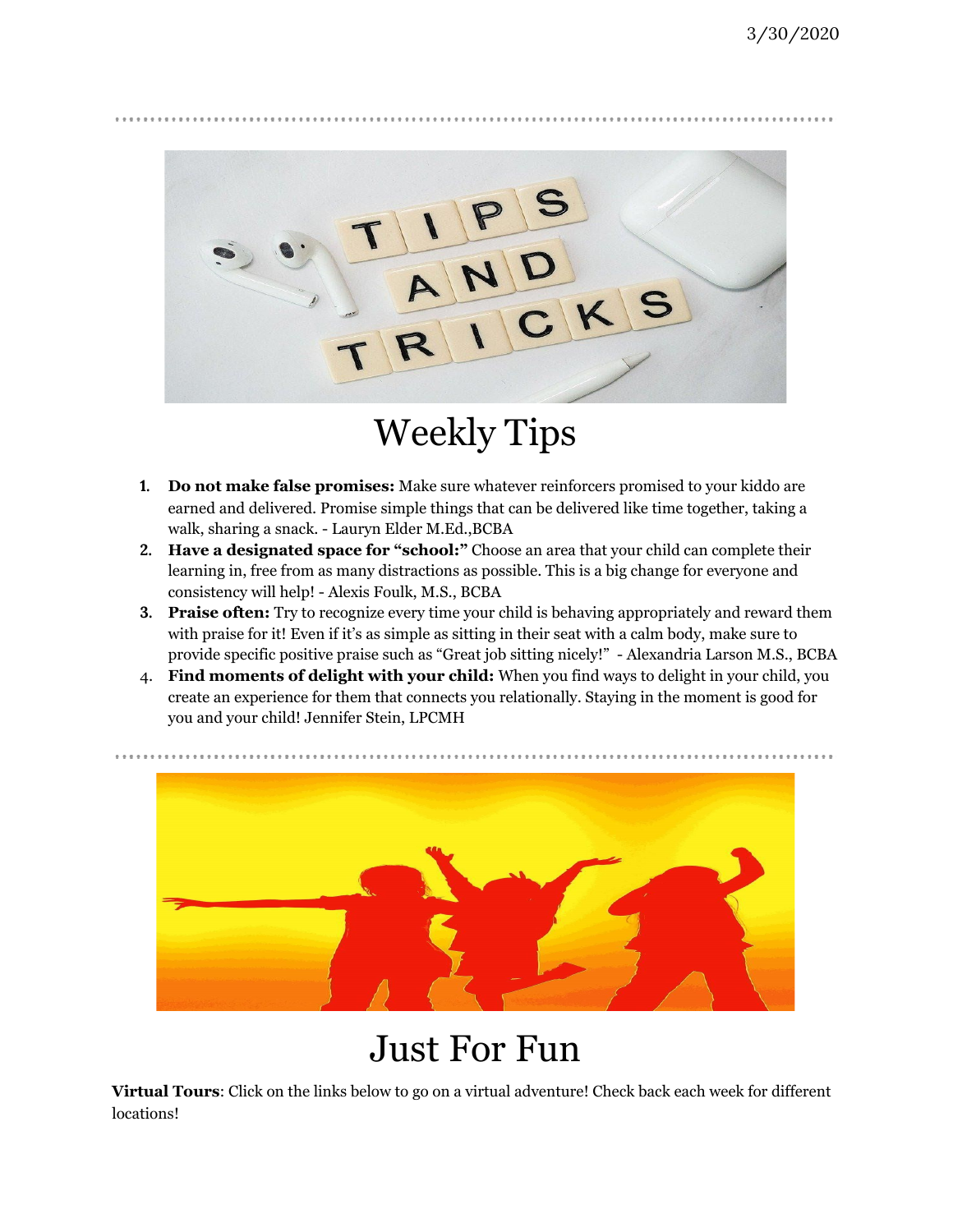# Weekly Tips

1. **Do not make false promises:** Make sure whatever reinforcers promised to your kiddo are earned and delivered. Promise simple things that can be delivered like time together, taking a walk, sharing a snack. - Lauryn Elder M.Ed.,BCBA
2. **Have a designated space for "school:"** Choose an area that your child can complete their learning in, free from as many distractions as possible. This is a big change for everyone and consistency will help! - Alexis Foulk, M.S., BCBA
3. **Praise often:** Try to recognize every time your child is behaving appropriately and reward them with praise for it! Even if it's as simple as sitting in their seat with a calm body, make sure to provide specific positive praise such as "Great job sitting nicely!" - Alexandria Larson M.S., BCBA
4. **Find moments of delight with your child:** When you find ways to delight in your child, you create an experience for them that connects you relationally. Staying in the moment is good for you and your child! Jennifer Stein, LPCMH

# Just For Fun

**Virtual Tours**: Click on the links below to go on a virtual adventure! Check back each week for different locations!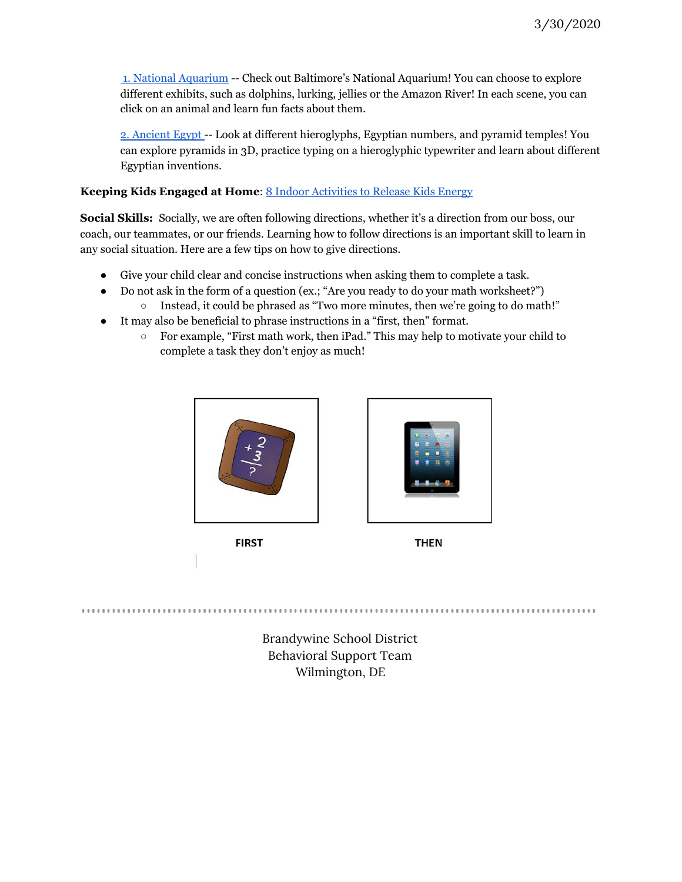3/30/2020

1. National Aquarium -- Check out Baltimore's National Aquarium! You can choose to explore different exhibits, such as dolphins, lurking, jellies or the Amazon River! In each scene, you can click on an animal and learn fun facts about them.

2. Ancient Egypt -- Look at different hieroglyphs, Egyptian numbers, and pyramid temples! You can explore pyramids in 3D, practice typing on a hieroglyphic typewriter and learn about different Egyptian inventions.

**Keeping Kids Engaged at Home**: 8 Indoor Activities to Release Kids Energy

**Social Skills:** Socially, we are often following directions, whether it's a direction from our boss, our coach, our teammates, or our friends. Learning how to follow directions is an important skill to learn in any social situation. Here are a few tips on how to give directions.

- Give your child clear and concise instructions when asking them to complete a task.
- Do not ask in the form of a question (ex.; "Are you ready to do your math worksheet?")
  - Instead, it could be phrased as "Two more minutes, then we're going to do math!"
- It may also be beneficial to phrase instructions in a "first, then" format.
  - For example, "First math work, then iPad." This may help to motivate your child to complete a task they don't enjoy as much!

FIRST

THEN

Brandywine School District
Behavioral Support Team
Wilmington, DE